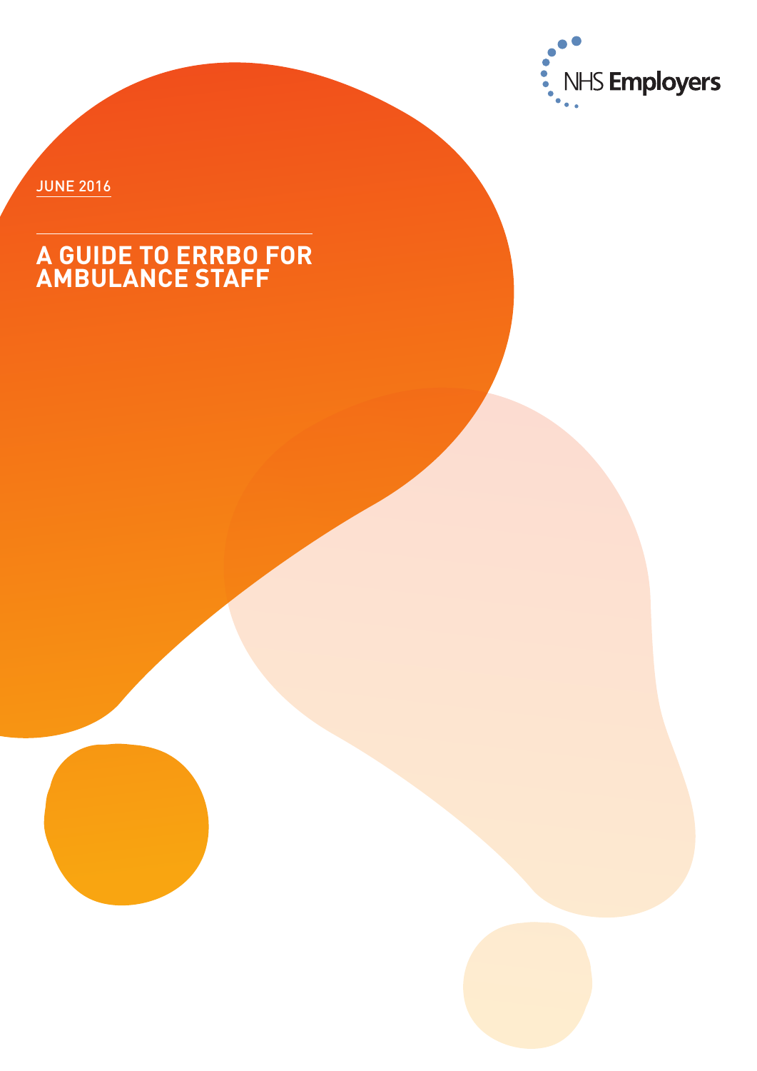NHS Employers

JUNE 2016

# A GUIDE TO ERRBO FOR AMBULANCE STAFF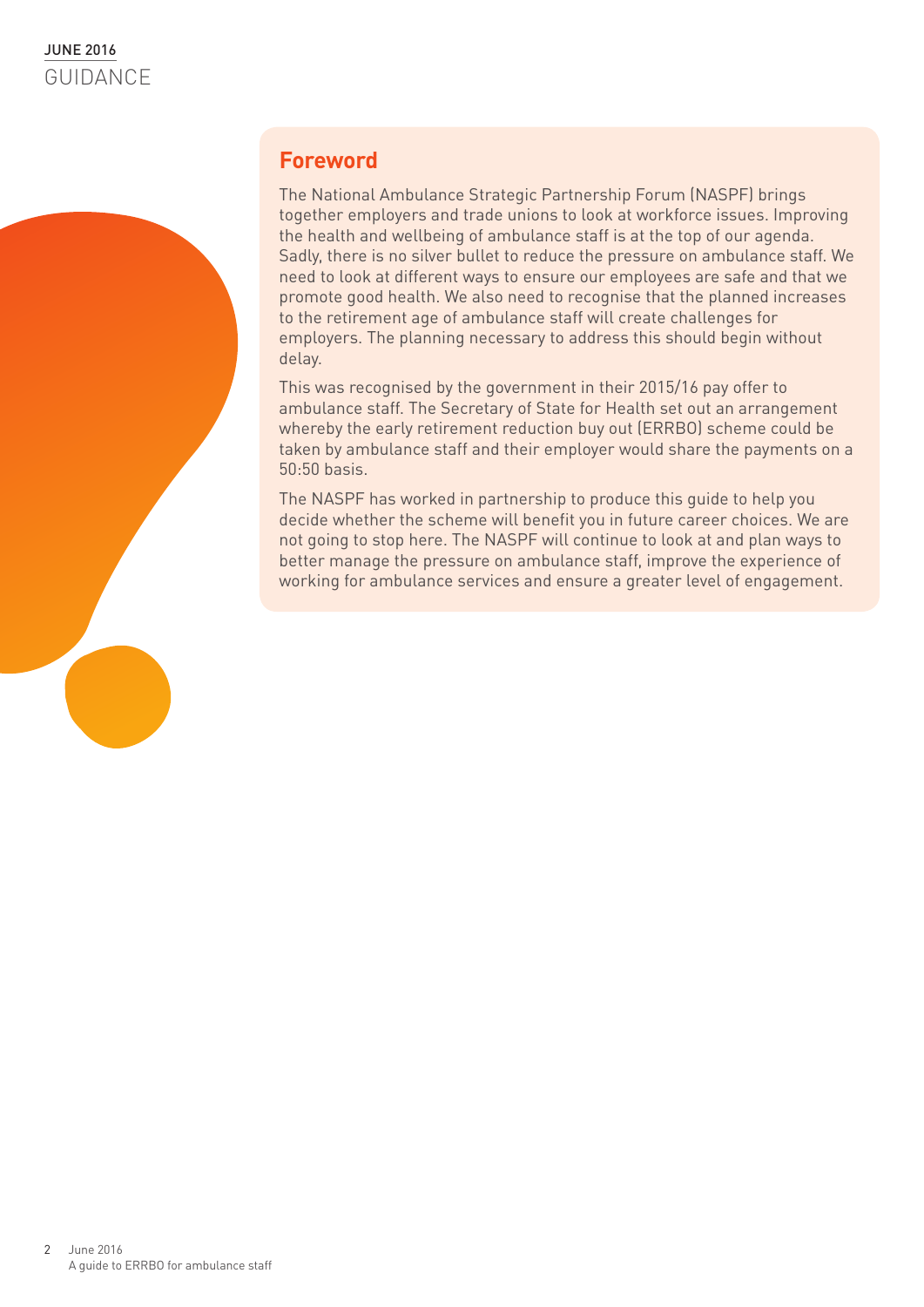## Foreword

The National Ambulance Strategic Partnership Forum (NASPF) brings together employers and trade unions to look at workforce issues. Improving the health and wellbeing of ambulance staff is at the top of our agenda. Sadly, there is no silver bullet to reduce the pressure on ambulance staff. We need to look at different ways to ensure our employees are safe and that we promote good health. We also need to recognise that the planned increases to the retirement age of ambulance staff will create challenges for employers. The planning necessary to address this should begin without delay.

This was recognised by the government in their 2015/16 pay offer to ambulance staff. The Secretary of State for Health set out an arrangement whereby the early retirement reduction buy out (ERRBO) scheme could be taken by ambulance staff and their employer would share the payments on a 50:50 basis.

The NASPF has worked in partnership to produce this guide to help you decide whether the scheme will benefit you in future career choices. We are not going to stop here. The NASPF will continue to look at and plan ways to better manage the pressure on ambulance staff, improve the experience of working for ambulance services and ensure a greater level of engagement.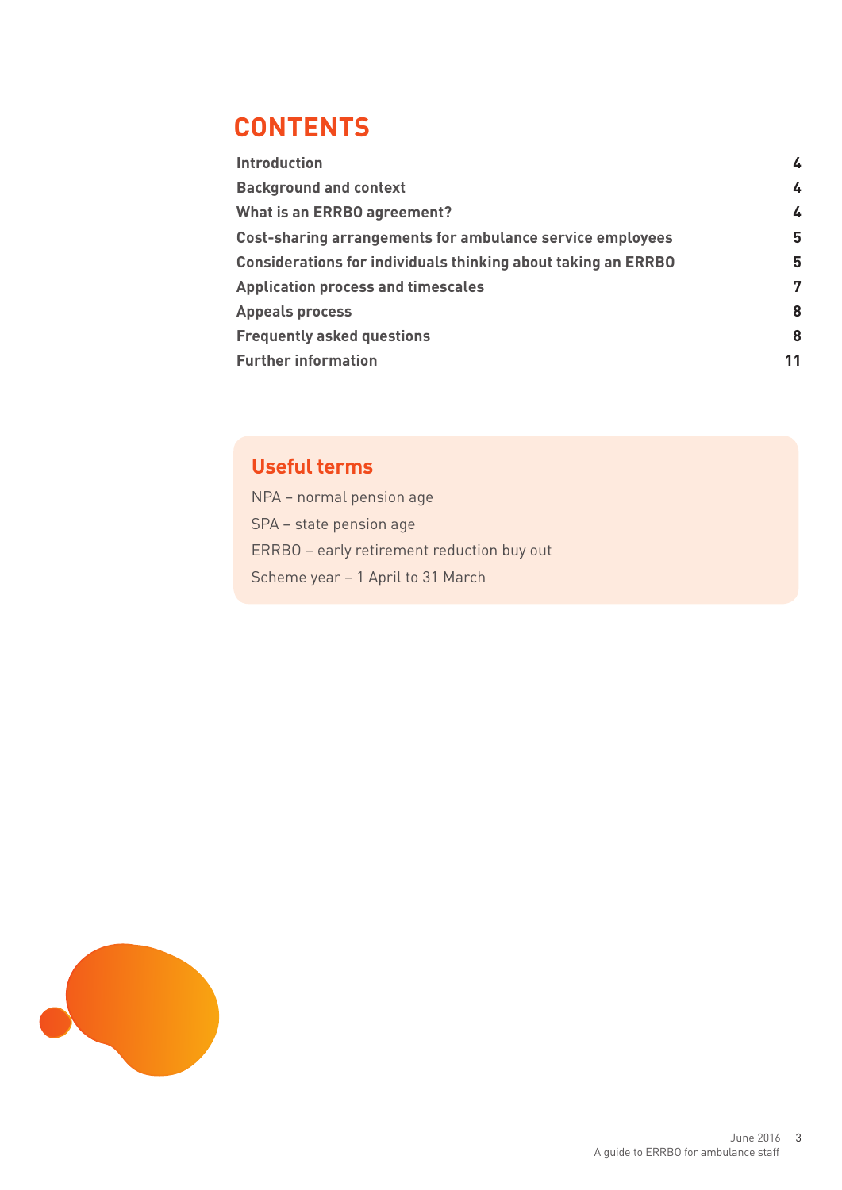# CONTENTS

| | |
|---|---|
| **Introduction** | **4** |
| **Background and context** | **4** |
| **What is an ERRBO agreement?** | **4** |
| **Cost-sharing arrangements for ambulance service employees** | **5** |
| **Considerations for individuals thinking about taking an ERRBO** | **5** |
| **Application process and timescales** | **7** |
| **Appeals process** | **8** |
| **Frequently asked questions** | **8** |
| **Further information** | **11** |

## Useful terms

NPA – normal pension age

SPA – state pension age

ERRBO – early retirement reduction buy out

Scheme year – 1 April to 31 March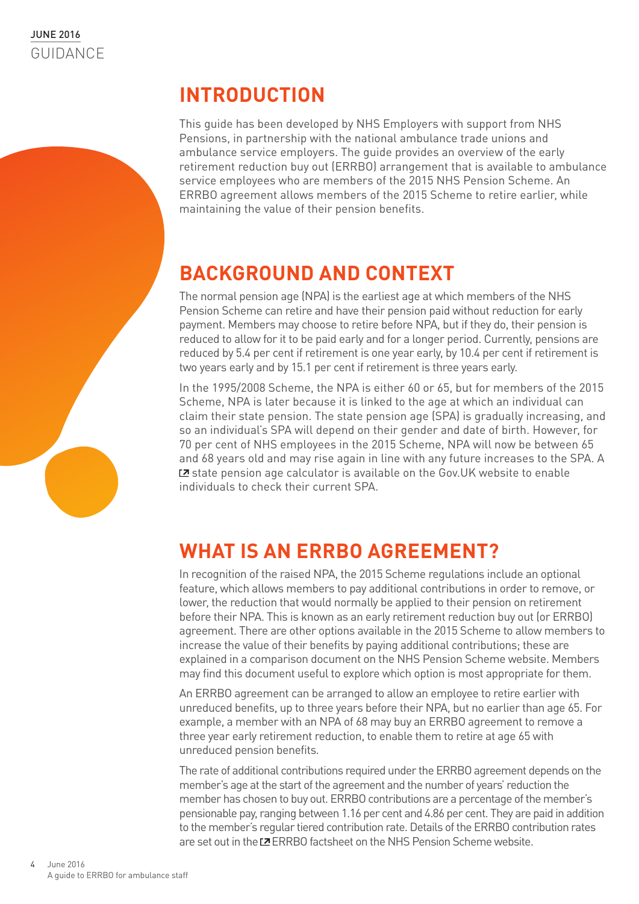JUNE 2016
GUIDANCE

## INTRODUCTION

This guide has been developed by NHS Employers with support from NHS Pensions, in partnership with the national ambulance trade unions and ambulance service employers. The guide provides an overview of the early retirement reduction buy out (ERRBO) arrangement that is available to ambulance service employees who are members of the 2015 NHS Pension Scheme. An ERRBO agreement allows members of the 2015 Scheme to retire earlier, while maintaining the value of their pension benefits.

## BACKGROUND AND CONTEXT

The normal pension age (NPA) is the earliest age at which members of the NHS Pension Scheme can retire and have their pension paid without reduction for early payment. Members may choose to retire before NPA, but if they do, their pension is reduced to allow for it to be paid early and for a longer period. Currently, pensions are reduced by 5.4 per cent if retirement is one year early, by 10.4 per cent if retirement is two years early and by 15.1 per cent if retirement is three years early.

In the 1995/2008 Scheme, the NPA is either 60 or 65, but for members of the 2015 Scheme, NPA is later because it is linked to the age at which an individual can claim their state pension. The state pension age (SPA) is gradually increasing, and so an individual's SPA will depend on their gender and date of birth. However, for 70 per cent of NHS employees in the 2015 Scheme, NPA will now be between 65 and 68 years old and may rise again in line with any future increases to the SPA. A state pension age calculator is available on the Gov.UK website to enable individuals to check their current SPA.

## WHAT IS AN ERRBO AGREEMENT?

In recognition of the raised NPA, the 2015 Scheme regulations include an optional feature, which allows members to pay additional contributions in order to remove, or lower, the reduction that would normally be applied to their pension on retirement before their NPA. This is known as an early retirement reduction buy out (or ERRBO) agreement. There are other options available in the 2015 Scheme to allow members to increase the value of their benefits by paying additional contributions; these are explained in a comparison document on the NHS Pension Scheme website. Members may find this document useful to explore which option is most appropriate for them.

An ERRBO agreement can be arranged to allow an employee to retire earlier with unreduced benefits, up to three years before their NPA, but no earlier than age 65. For example, a member with an NPA of 68 may buy an ERRBO agreement to remove a three year early retirement reduction, to enable them to retire at age 65 with unreduced pension benefits.

The rate of additional contributions required under the ERRBO agreement depends on the member's age at the start of the agreement and the number of years' reduction the member has chosen to buy out. ERRBO contributions are a percentage of the member's pensionable pay, ranging between 1.16 per cent and 4.86 per cent. They are paid in addition to the member's regular tiered contribution rate. Details of the ERRBO contribution rates are set out in the ERRBO factsheet on the NHS Pension Scheme website.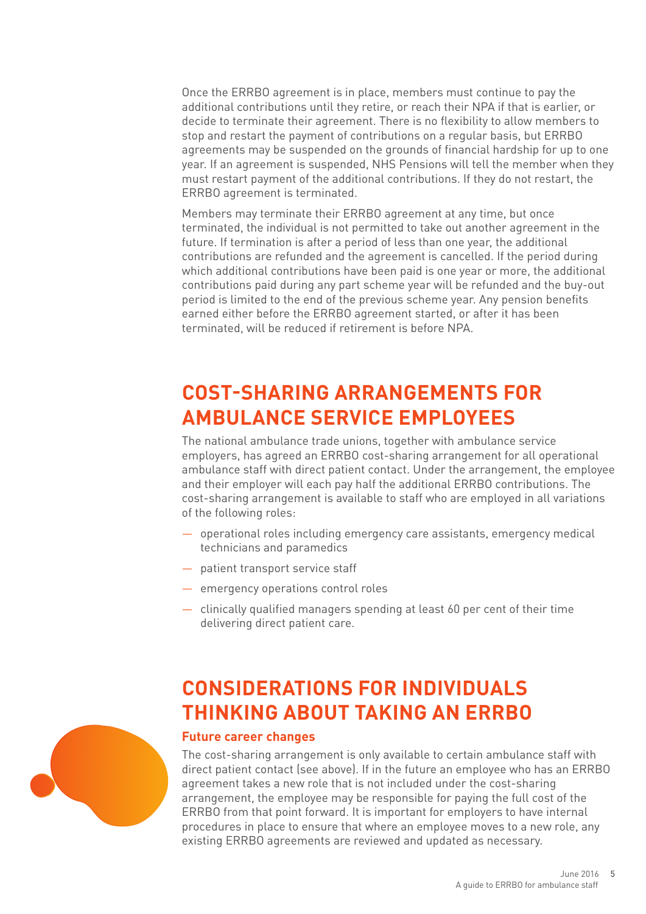Once the ERRBO agreement is in place, members must continue to pay the additional contributions until they retire, or reach their NPA if that is earlier, or decide to terminate their agreement. There is no flexibility to allow members to stop and restart the payment of contributions on a regular basis, but ERRBO agreements may be suspended on the grounds of financial hardship for up to one year. If an agreement is suspended, NHS Pensions will tell the member when they must restart payment of the additional contributions. If they do not restart, the ERRBO agreement is terminated.

Members may terminate their ERRBO agreement at any time, but once terminated, the individual is not permitted to take out another agreement in the future. If termination is after a period of less than one year, the additional contributions are refunded and the agreement is cancelled. If the period during which additional contributions have been paid is one year or more, the additional contributions paid during any part scheme year will be refunded and the buy-out period is limited to the end of the previous scheme year. Any pension benefits earned either before the ERRBO agreement started, or after it has been terminated, will be reduced if retirement is before NPA.

## COST-SHARING ARRANGEMENTS FOR AMBULANCE SERVICE EMPLOYEES

The national ambulance trade unions, together with ambulance service employers, has agreed an ERRBO cost-sharing arrangement for all operational ambulance staff with direct patient contact. Under the arrangement, the employee and their employer will each pay half the additional ERRBO contributions. The cost-sharing arrangement is available to staff who are employed in all variations of the following roles:

- operational roles including emergency care assistants, emergency medical technicians and paramedics
- patient transport service staff
- emergency operations control roles
- clinically qualified managers spending at least 60 per cent of their time delivering direct patient care.

## CONSIDERATIONS FOR INDIVIDUALS THINKING ABOUT TAKING AN ERRBO

### Future career changes

The cost-sharing arrangement is only available to certain ambulance staff with direct patient contact (see above). If in the future an employee who has an ERRBO agreement takes a new role that is not included under the cost-sharing arrangement, the employee may be responsible for paying the full cost of the ERRBO from that point forward. It is important for employers to have internal procedures in place to ensure that where an employee moves to a new role, any existing ERRBO agreements are reviewed and updated as necessary.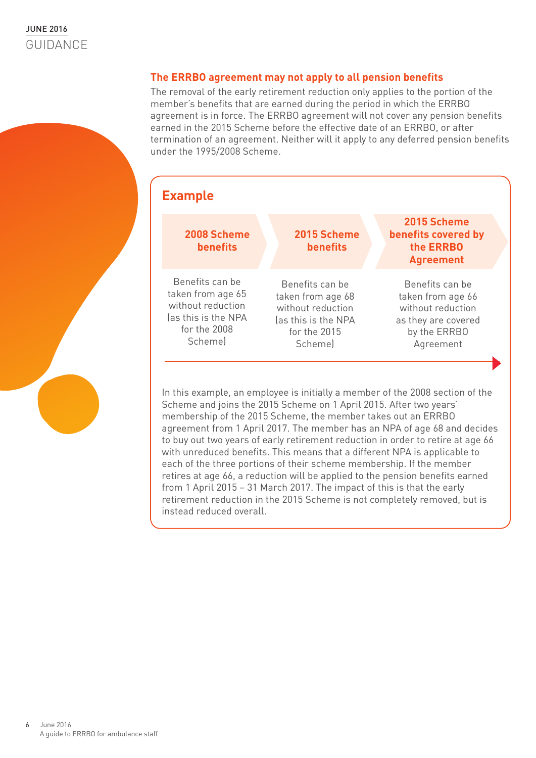### The ERRBO agreement may not apply to all pension benefits

The removal of the early retirement reduction only applies to the portion of the member's benefits that are earned during the period in which the ERRBO agreement is in force. The ERRBO agreement will not cover any pension benefits earned in the 2015 Scheme before the effective date of an ERRBO, or after termination of an agreement. Neither will it apply to any deferred pension benefits under the 1995/2008 Scheme.

## Example

| 2008 Scheme benefits | 2015 Scheme benefits | 2015 Scheme benefits covered by the ERRBO Agreement |
|---|---|---|
| Benefits can be taken from age 65 without reduction (as this is the NPA for the 2008 Scheme) | Benefits can be taken from age 68 without reduction (as this is the NPA for the 2015 Scheme) | Benefits can be taken from age 66 without reduction as they are covered by the ERRBO Agreement |

In this example, an employee is initially a member of the 2008 section of the Scheme and joins the 2015 Scheme on 1 April 2015. After two years' membership of the 2015 Scheme, the member takes out an ERRBO agreement from 1 April 2017. The member has an NPA of age 68 and decides to buy out two years of early retirement reduction in order to retire at age 66 with unreduced benefits. This means that a different NPA is applicable to each of the three portions of their scheme membership. If the member retires at age 66, a reduction will be applied to the pension benefits earned from 1 April 2015 – 31 March 2017. The impact of this is that the early retirement reduction in the 2015 Scheme is not completely removed, but is instead reduced overall.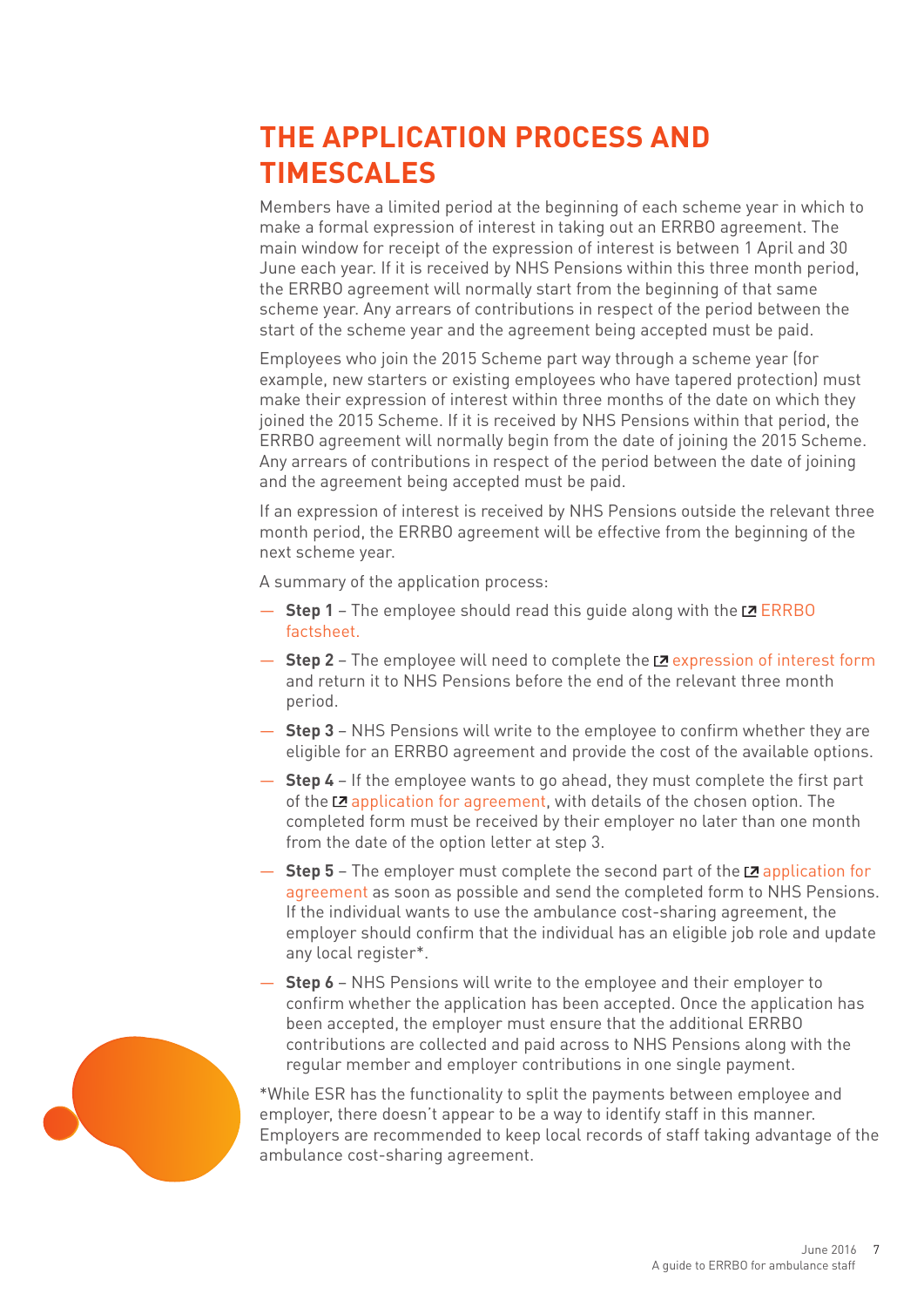# THE APPLICATION PROCESS AND TIMESCALES

Members have a limited period at the beginning of each scheme year in which to make a formal expression of interest in taking out an ERRBO agreement. The main window for receipt of the expression of interest is between 1 April and 30 June each year. If it is received by NHS Pensions within this three month period, the ERRBO agreement will normally start from the beginning of that same scheme year. Any arrears of contributions in respect of the period between the start of the scheme year and the agreement being accepted must be paid.

Employees who join the 2015 Scheme part way through a scheme year (for example, new starters or existing employees who have tapered protection) must make their expression of interest within three months of the date on which they joined the 2015 Scheme. If it is received by NHS Pensions within that period, the ERRBO agreement will normally begin from the date of joining the 2015 Scheme. Any arrears of contributions in respect of the period between the date of joining and the agreement being accepted must be paid.

If an expression of interest is received by NHS Pensions outside the relevant three month period, the ERRBO agreement will be effective from the beginning of the next scheme year.

A summary of the application process:

- **Step 1** – The employee should read this guide along with the ERRBO factsheet.
- **Step 2** – The employee will need to complete the expression of interest form and return it to NHS Pensions before the end of the relevant three month period.
- **Step 3** – NHS Pensions will write to the employee to confirm whether they are eligible for an ERRBO agreement and provide the cost of the available options.
- **Step 4** – If the employee wants to go ahead, they must complete the first part of the application for agreement, with details of the chosen option. The completed form must be received by their employer no later than one month from the date of the option letter at step 3.
- **Step 5** – The employer must complete the second part of the application for agreement as soon as possible and send the completed form to NHS Pensions. If the individual wants to use the ambulance cost-sharing agreement, the employer should confirm that the individual has an eligible job role and update any local register*.
- **Step 6** – NHS Pensions will write to the employee and their employer to confirm whether the application has been accepted. Once the application has been accepted, the employer must ensure that the additional ERRBO contributions are collected and paid across to NHS Pensions along with the regular member and employer contributions in one single payment.

*While ESR has the functionality to split the payments between employee and employer, there doesn't appear to be a way to identify staff in this manner. Employers are recommended to keep local records of staff taking advantage of the ambulance cost-sharing agreement.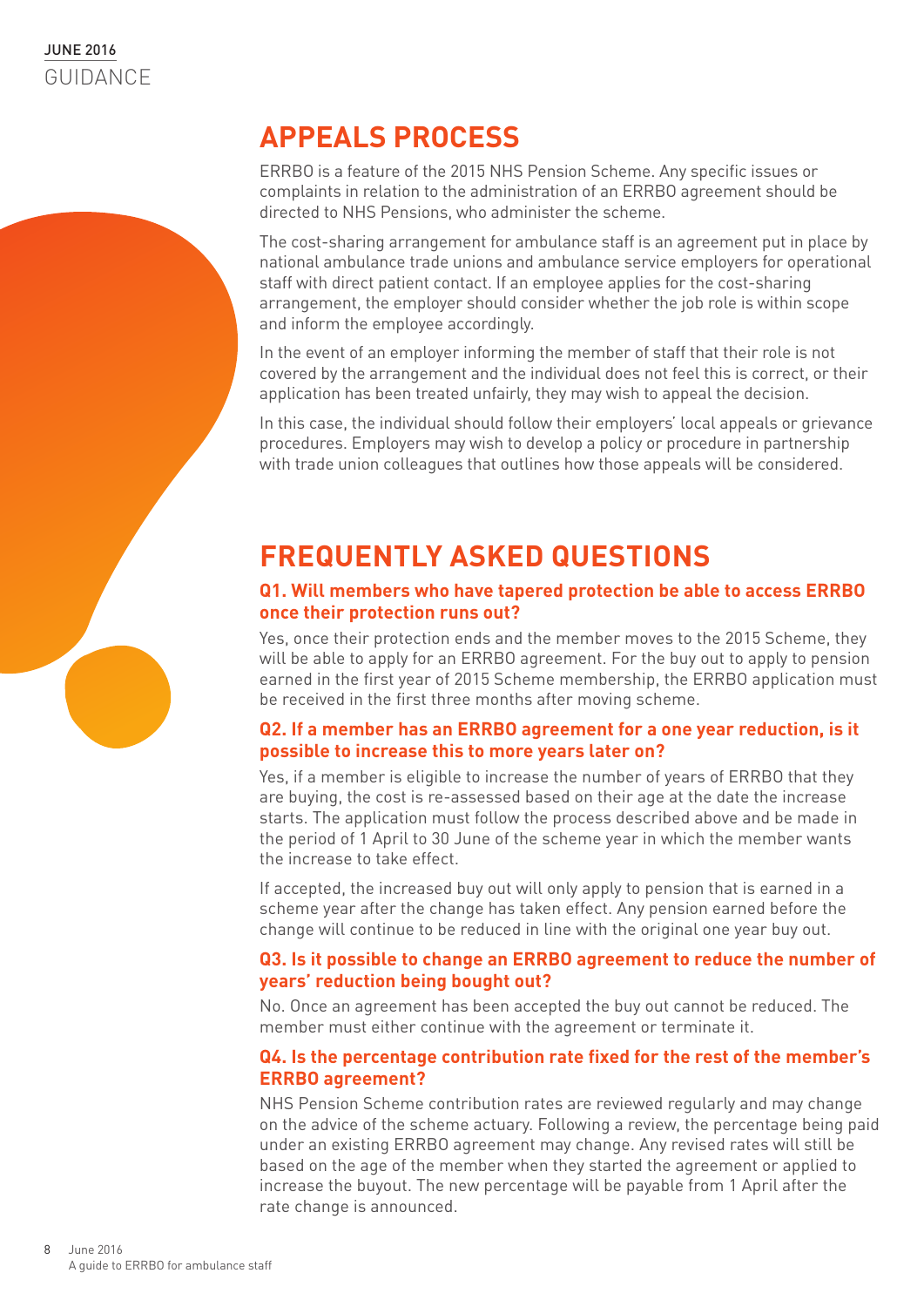## APPEALS PROCESS

ERRBO is a feature of the 2015 NHS Pension Scheme. Any specific issues or complaints in relation to the administration of an ERRBO agreement should be directed to NHS Pensions, who administer the scheme.

The cost-sharing arrangement for ambulance staff is an agreement put in place by national ambulance trade unions and ambulance service employers for operational staff with direct patient contact. If an employee applies for the cost-sharing arrangement, the employer should consider whether the job role is within scope and inform the employee accordingly.

In the event of an employer informing the member of staff that their role is not covered by the arrangement and the individual does not feel this is correct, or their application has been treated unfairly, they may wish to appeal the decision.

In this case, the individual should follow their employers' local appeals or grievance procedures. Employers may wish to develop a policy or procedure in partnership with trade union colleagues that outlines how those appeals will be considered.

## FREQUENTLY ASKED QUESTIONS

### Q1. Will members who have tapered protection be able to access ERRBO once their protection runs out?

Yes, once their protection ends and the member moves to the 2015 Scheme, they will be able to apply for an ERRBO agreement. For the buy out to apply to pension earned in the first year of 2015 Scheme membership, the ERRBO application must be received in the first three months after moving scheme.

### Q2. If a member has an ERRBO agreement for a one year reduction, is it possible to increase this to more years later on?

Yes, if a member is eligible to increase the number of years of ERRBO that they are buying, the cost is re-assessed based on their age at the date the increase starts. The application must follow the process described above and be made in the period of 1 April to 30 June of the scheme year in which the member wants the increase to take effect.

If accepted, the increased buy out will only apply to pension that is earned in a scheme year after the change has taken effect. Any pension earned before the change will continue to be reduced in line with the original one year buy out.

### Q3. Is it possible to change an ERRBO agreement to reduce the number of years' reduction being bought out?

No. Once an agreement has been accepted the buy out cannot be reduced. The member must either continue with the agreement or terminate it.

### Q4. Is the percentage contribution rate fixed for the rest of the member's ERRBO agreement?

NHS Pension Scheme contribution rates are reviewed regularly and may change on the advice of the scheme actuary. Following a review, the percentage being paid under an existing ERRBO agreement may change. Any revised rates will still be based on the age of the member when they started the agreement or applied to increase the buyout. The new percentage will be payable from 1 April after the rate change is announced.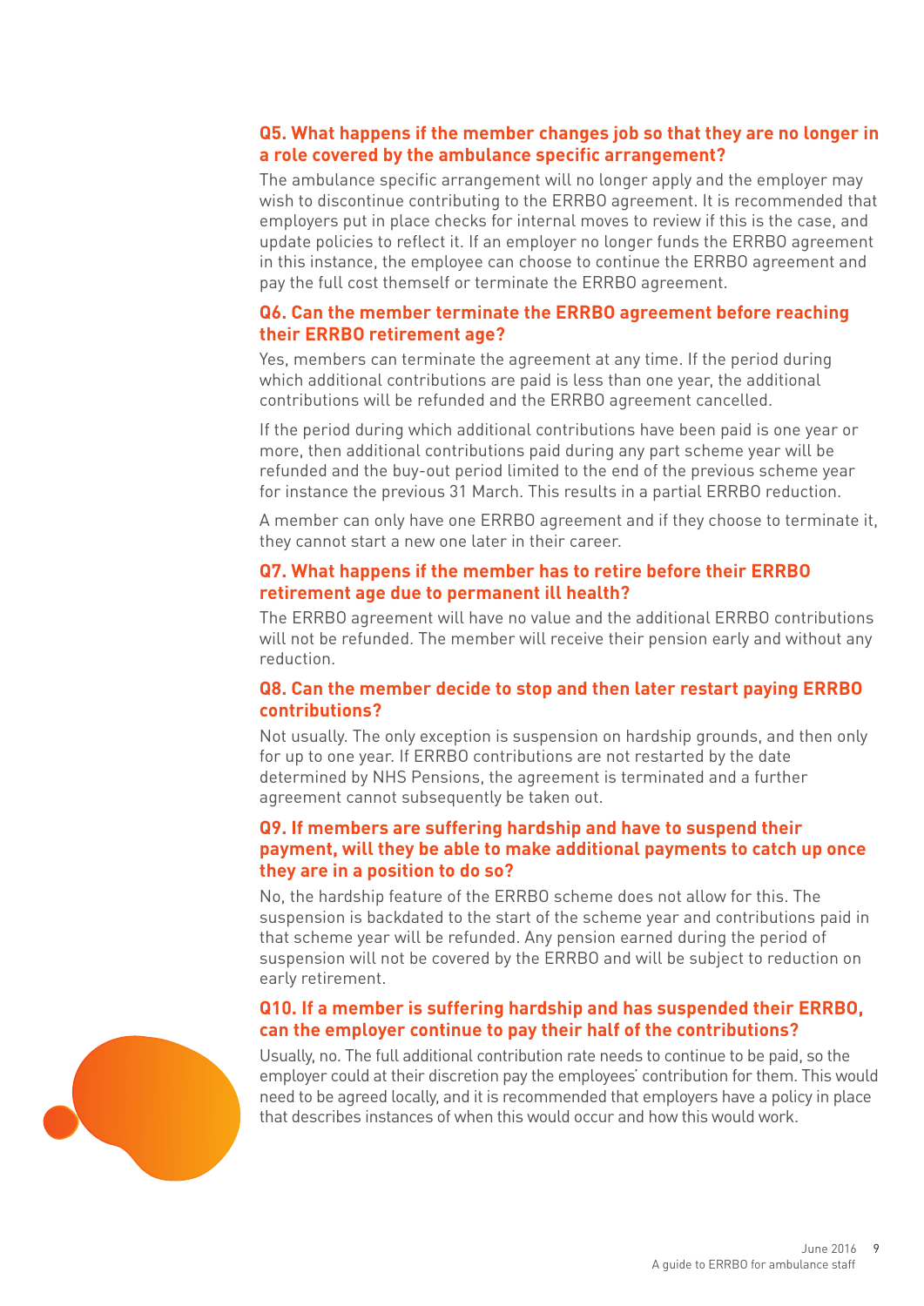### Q5. What happens if the member changes job so that they are no longer in a role covered by the ambulance specific arrangement?

The ambulance specific arrangement will no longer apply and the employer may wish to discontinue contributing to the ERRBO agreement. It is recommended that employers put in place checks for internal moves to review if this is the case, and update policies to reflect it. If an employer no longer funds the ERRBO agreement in this instance, the employee can choose to continue the ERRBO agreement and pay the full cost themself or terminate the ERRBO agreement.

### Q6. Can the member terminate the ERRBO agreement before reaching their ERRBO retirement age?

Yes, members can terminate the agreement at any time. If the period during which additional contributions are paid is less than one year, the additional contributions will be refunded and the ERRBO agreement cancelled.

If the period during which additional contributions have been paid is one year or more, then additional contributions paid during any part scheme year will be refunded and the buy-out period limited to the end of the previous scheme year for instance the previous 31 March. This results in a partial ERRBO reduction.

A member can only have one ERRBO agreement and if they choose to terminate it, they cannot start a new one later in their career.

### Q7. What happens if the member has to retire before their ERRBO retirement age due to permanent ill health?

The ERRBO agreement will have no value and the additional ERRBO contributions will not be refunded. The member will receive their pension early and without any reduction.

### Q8. Can the member decide to stop and then later restart paying ERRBO contributions?

Not usually. The only exception is suspension on hardship grounds, and then only for up to one year. If ERRBO contributions are not restarted by the date determined by NHS Pensions, the agreement is terminated and a further agreement cannot subsequently be taken out.

### Q9. If members are suffering hardship and have to suspend their payment, will they be able to make additional payments to catch up once they are in a position to do so?

No, the hardship feature of the ERRBO scheme does not allow for this. The suspension is backdated to the start of the scheme year and contributions paid in that scheme year will be refunded. Any pension earned during the period of suspension will not be covered by the ERRBO and will be subject to reduction on early retirement.

### Q10. If a member is suffering hardship and has suspended their ERRBO, can the employer continue to pay their half of the contributions?

Usually, no. The full additional contribution rate needs to continue to be paid, so the employer could at their discretion pay the employees' contribution for them. This would need to be agreed locally, and it is recommended that employers have a policy in place that describes instances of when this would occur and how this would work.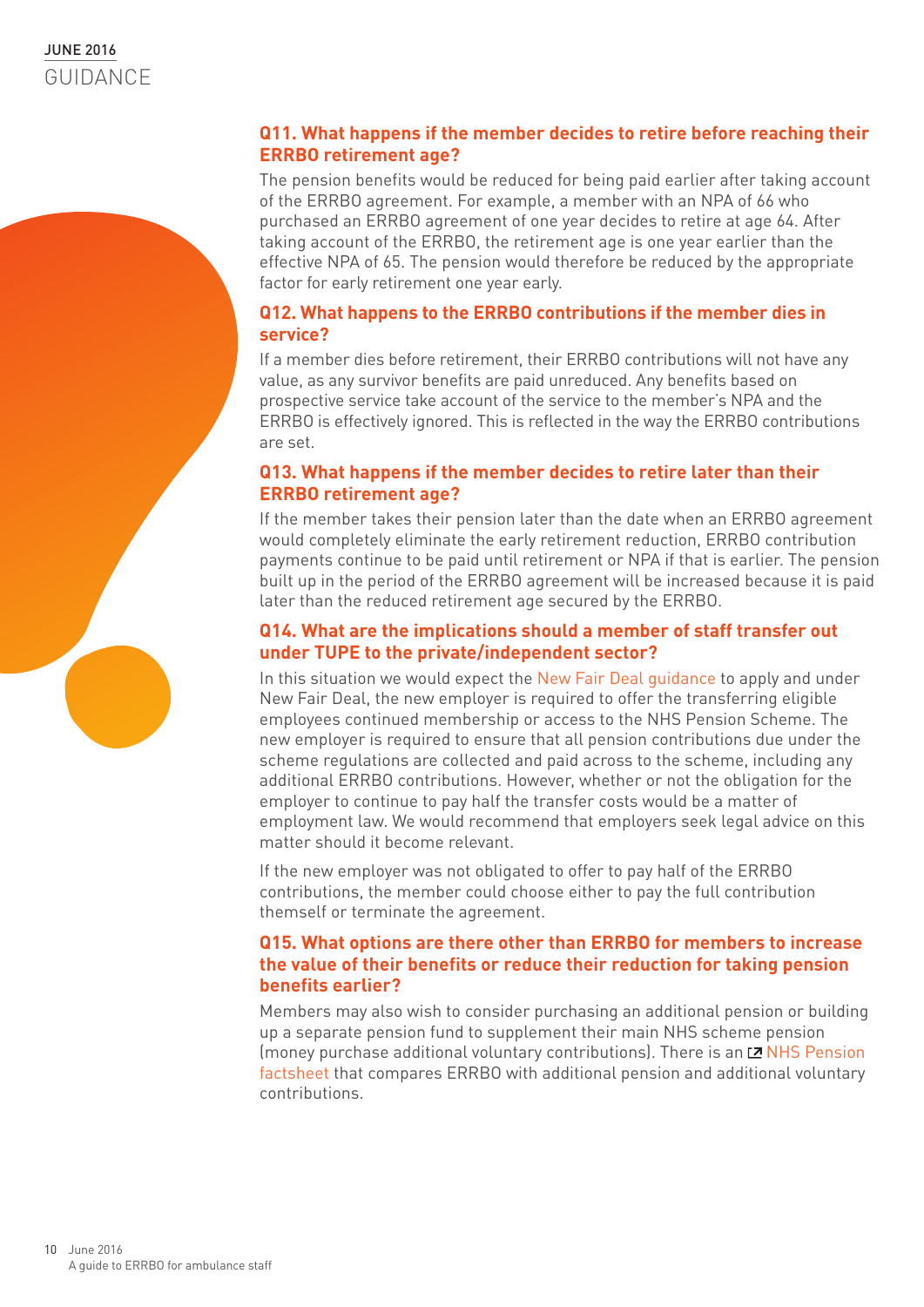### Q11. What happens if the member decides to retire before reaching their ERRBO retirement age?

The pension benefits would be reduced for being paid earlier after taking account of the ERRBO agreement. For example, a member with an NPA of 66 who purchased an ERRBO agreement of one year decides to retire at age 64. After taking account of the ERRBO, the retirement age is one year earlier than the effective NPA of 65. The pension would therefore be reduced by the appropriate factor for early retirement one year early.

### Q12. What happens to the ERRBO contributions if the member dies in service?

If a member dies before retirement, their ERRBO contributions will not have any value, as any survivor benefits are paid unreduced. Any benefits based on prospective service take account of the service to the member's NPA and the ERRBO is effectively ignored. This is reflected in the way the ERRBO contributions are set.

### Q13. What happens if the member decides to retire later than their ERRBO retirement age?

If the member takes their pension later than the date when an ERRBO agreement would completely eliminate the early retirement reduction, ERRBO contribution payments continue to be paid until retirement or NPA if that is earlier. The pension built up in the period of the ERRBO agreement will be increased because it is paid later than the reduced retirement age secured by the ERRBO.

### Q14. What are the implications should a member of staff transfer out under TUPE to the private/independent sector?

In this situation we would expect the New Fair Deal guidance to apply and under New Fair Deal, the new employer is required to offer the transferring eligible employees continued membership or access to the NHS Pension Scheme. The new employer is required to ensure that all pension contributions due under the scheme regulations are collected and paid across to the scheme, including any additional ERRBO contributions. However, whether or not the obligation for the employer to continue to pay half the transfer costs would be a matter of employment law. We would recommend that employers seek legal advice on this matter should it become relevant.

If the new employer was not obligated to offer to pay half of the ERRBO contributions, the member could choose either to pay the full contribution themself or terminate the agreement.

### Q15. What options are there other than ERRBO for members to increase the value of their benefits or reduce their reduction for taking pension benefits earlier?

Members may also wish to consider purchasing an additional pension or building up a separate pension fund to supplement their main NHS scheme pension (money purchase additional voluntary contributions). There is an NHS Pension factsheet that compares ERRBO with additional pension and additional voluntary contributions.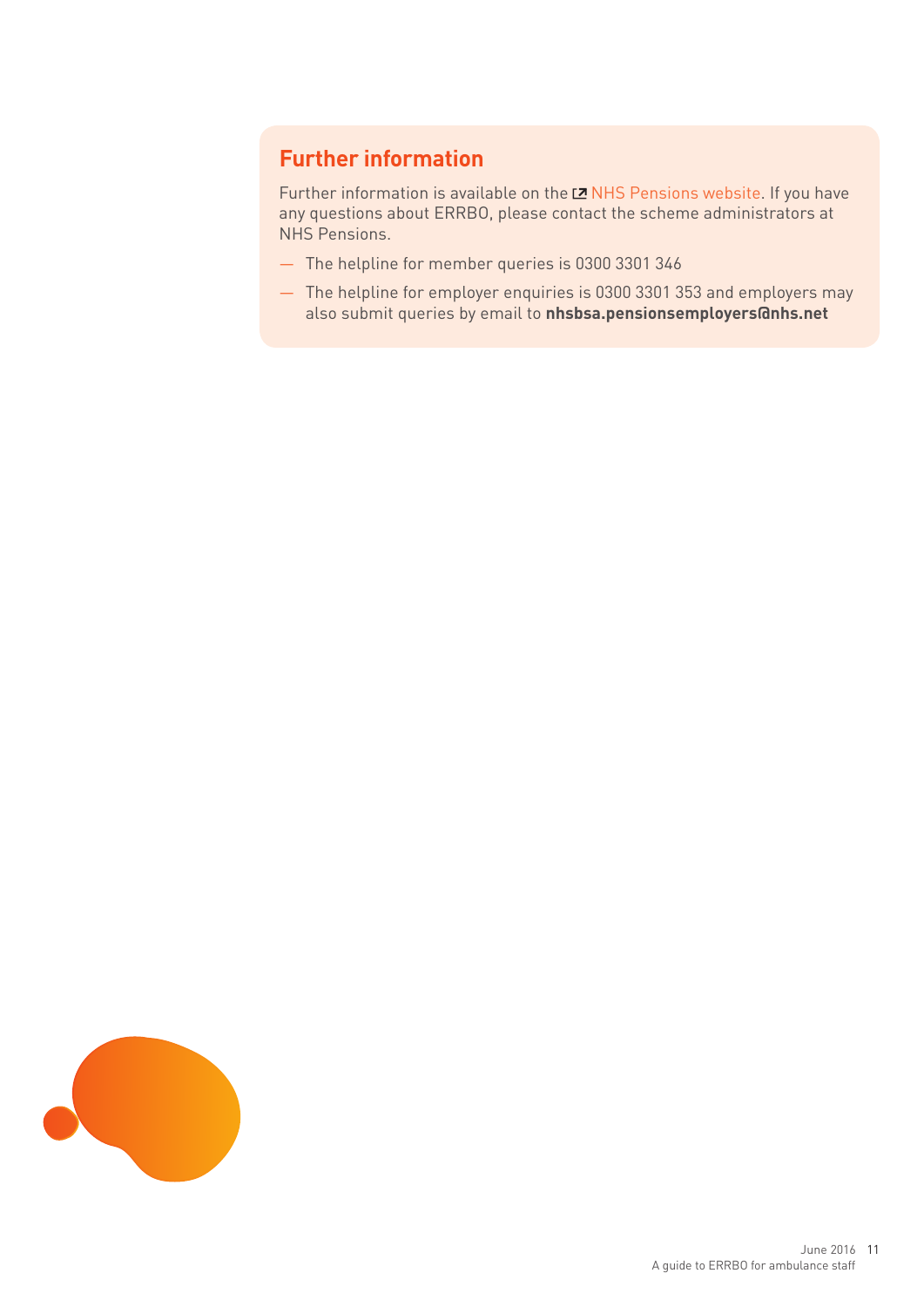## Further information

Further information is available on the NHS Pensions website. If you have any questions about ERRBO, please contact the scheme administrators at NHS Pensions.

- The helpline for member queries is 0300 3301 346
- The helpline for employer enquiries is 0300 3301 353 and employers may also submit queries by email to **nhsbsa.pensionsemployers@nhs.net**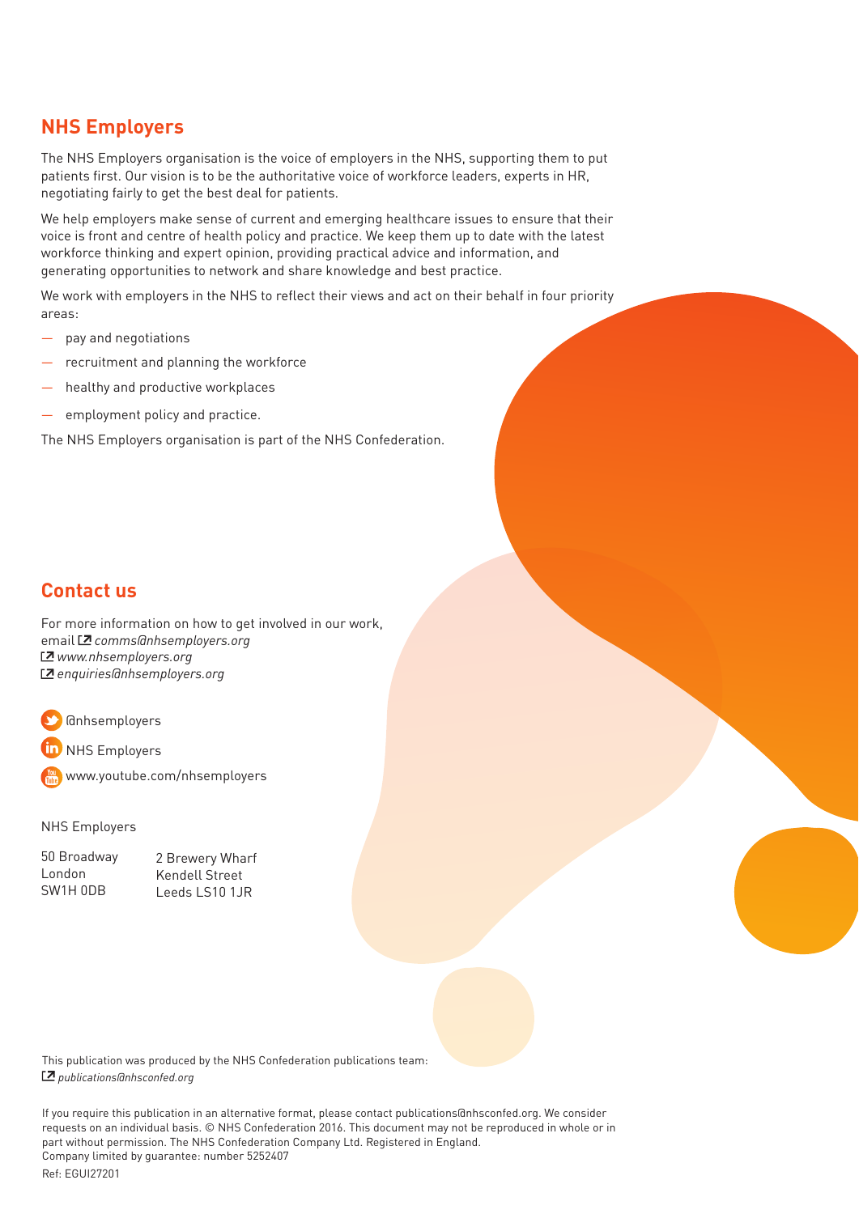## NHS Employers

The NHS Employers organisation is the voice of employers in the NHS, supporting them to put patients first. Our vision is to be the authoritative voice of workforce leaders, experts in HR, negotiating fairly to get the best deal for patients.

We help employers make sense of current and emerging healthcare issues to ensure that their voice is front and centre of health policy and practice. We keep them up to date with the latest workforce thinking and expert opinion, providing practical advice and information, and generating opportunities to network and share knowledge and best practice.

We work with employers in the NHS to reflect their views and act on their behalf in four priority areas:

- pay and negotiations
- recruitment and planning the workforce
- healthy and productive workplaces
- employment policy and practice.

The NHS Employers organisation is part of the NHS Confederation.

## Contact us

For more information on how to get involved in our work,
email *comms@nhsemployers.org*
*www.nhsemployers.org*
*enquiries@nhsemployers.org*

@nhsemployers

NHS Employers

www.youtube.com/nhsemployers

NHS Employers

| | |
|---|---|
| 50 Broadway<br>London<br>SW1H 0DB | 2 Brewery Wharf<br>Kendell Street<br>Leeds LS10 1JR |

This publication was produced by the NHS Confederation publications team:
*publications@nhsconfed.org*

If you require this publication in an alternative format, please contact publications@nhsconfed.org. We consider requests on an individual basis. © NHS Confederation 2016. This document may not be reproduced in whole or in part without permission. The NHS Confederation Company Ltd. Registered in England.
Company limited by guarantee: number 5252407

Ref: EGUI27201